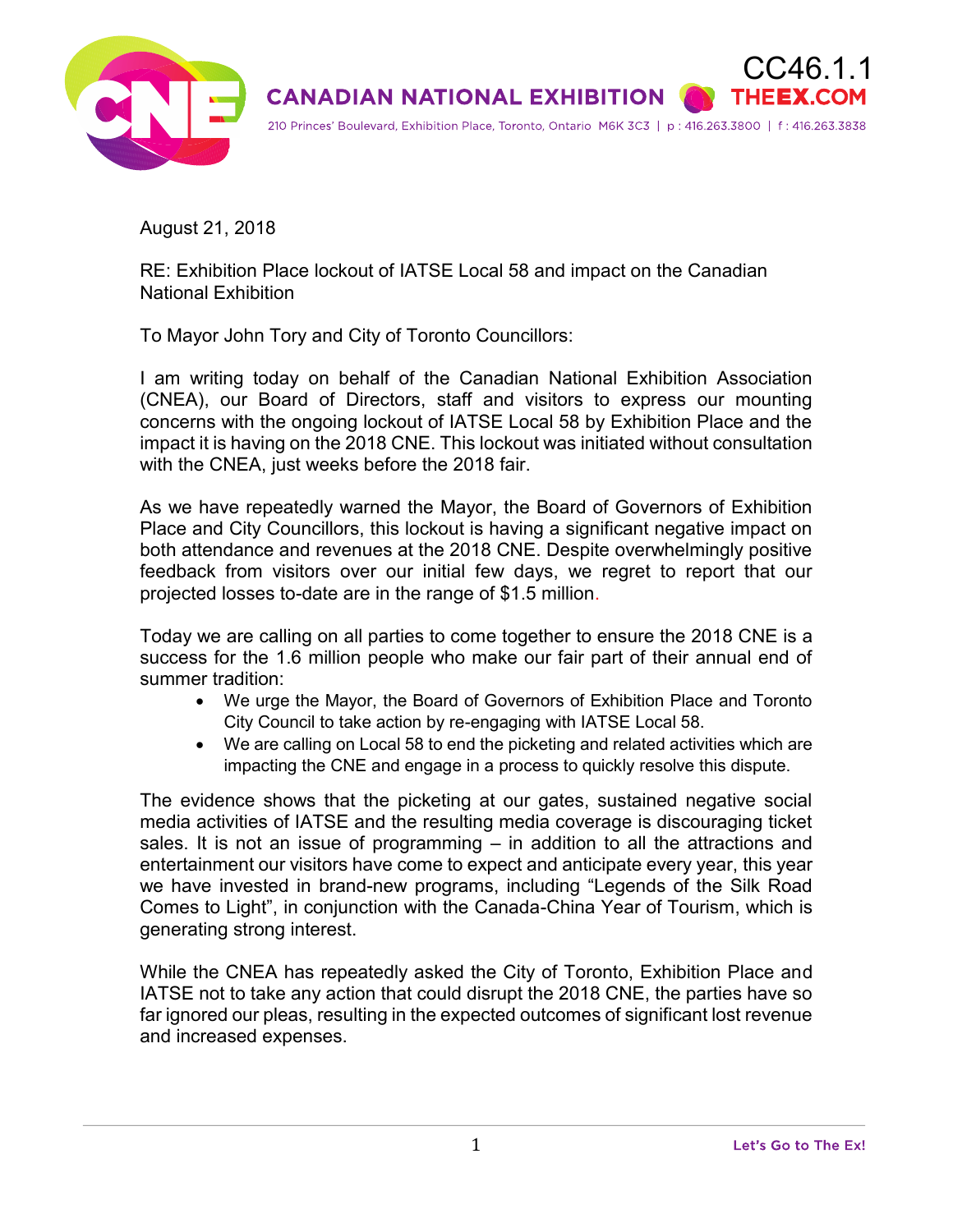CC46.1.1

**CANADIAN NATIONAL EXHIBITION** THEEX.COM

210 Princes' Boulevard, Exhibition Place, Toronto, Ontario M6K 3C3 | p : 416.263.3800 | f : 416.263.3838

August 21, 2018

RE: Exhibition Place lockout of IATSE Local 58 and impact on the Canadian National Exhibition

To Mayor John Tory and City of Toronto Councillors:

I am writing today on behalf of the Canadian National Exhibition Association (CNEA), our Board of Directors, staff and visitors to express our mounting concerns with the ongoing lockout of IATSE Local 58 by Exhibition Place and the impact it is having on the 2018 CNE. This lockout was initiated without consultation with the CNEA, just weeks before the 2018 fair.

As we have repeatedly warned the Mayor, the Board of Governors of Exhibition Place and City Councillors, this lockout is having a significant negative impact on both attendance and revenues at the 2018 CNE. Despite overwhelmingly positive feedback from visitors over our initial few days, we regret to report that our projected losses to-date are in the range of $1.5 million.

Today we are calling on all parties to come together to ensure the 2018 CNE is a success for the 1.6 million people who make our fair part of their annual end of summer tradition:

- We urge the Mayor, the Board of Governors of Exhibition Place and Toronto City Council to take action by re-engaging with IATSE Local 58.
- We are calling on Local 58 to end the picketing and related activities which are impacting the CNE and engage in a process to quickly resolve this dispute.

The evidence shows that the picketing at our gates, sustained negative social media activities of IATSE and the resulting media coverage is discouraging ticket sales. It is not an issue of programming – in addition to all the attractions and entertainment our visitors have come to expect and anticipate every year, this year we have invested in brand-new programs, including "Legends of the Silk Road Comes to Light", in conjunction with the Canada-China Year of Tourism, which is generating strong interest.

While the CNEA has repeatedly asked the City of Toronto, Exhibition Place and IATSE not to take any action that could disrupt the 2018 CNE, the parties have so far ignored our pleas, resulting in the expected outcomes of significant lost revenue and increased expenses.

Let's Go to The Ex!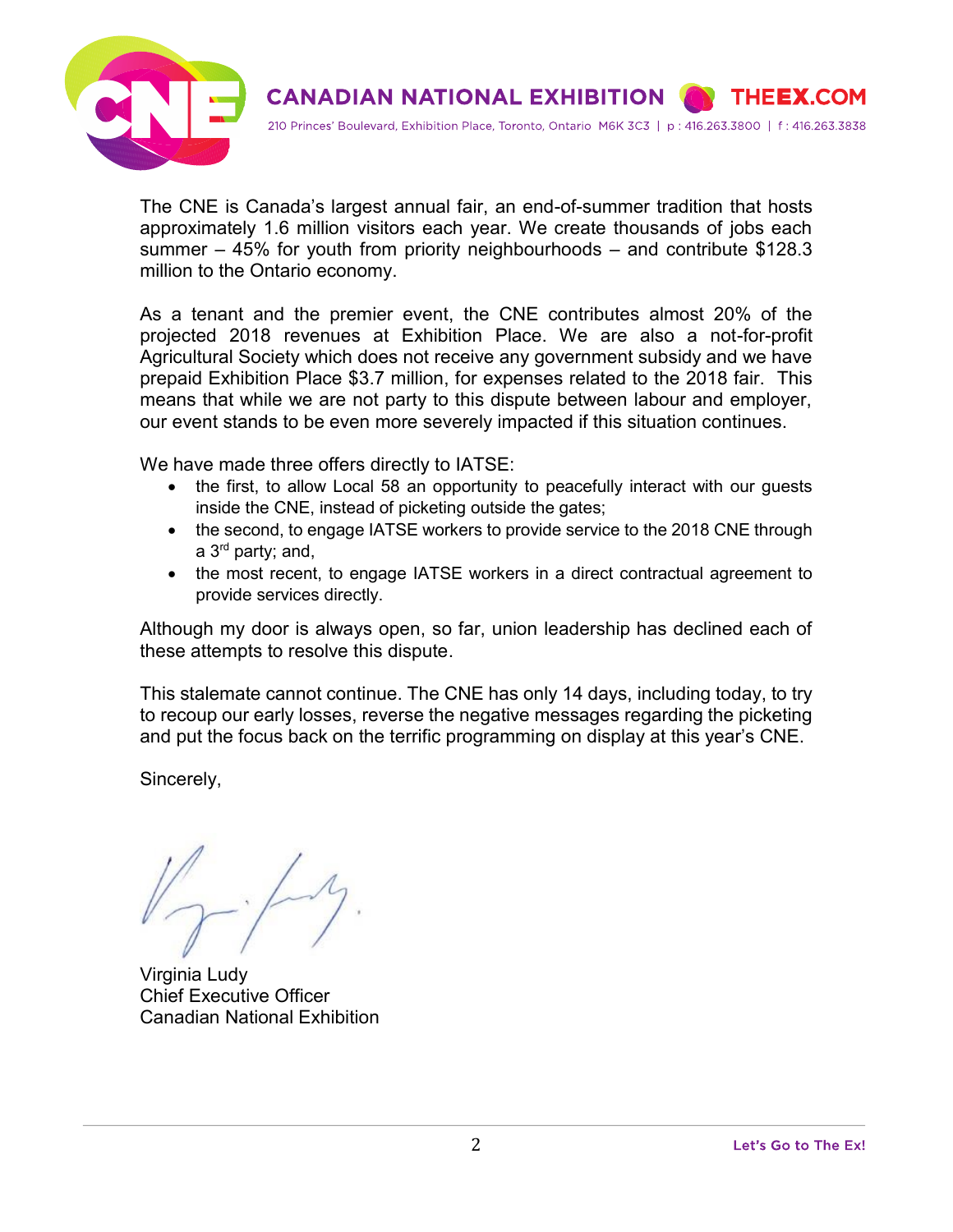The CNE is Canada's largest annual fair, an end-of-summer tradition that hosts approximately 1.6 million visitors each year. We create thousands of jobs each summer – 45% for youth from priority neighbourhoods – and contribute $128.3 million to the Ontario economy.

As a tenant and the premier event, the CNE contributes almost 20% of the projected 2018 revenues at Exhibition Place. We are also a not-for-profit Agricultural Society which does not receive any government subsidy and we have prepaid Exhibition Place $3.7 million, for expenses related to the 2018 fair. This means that while we are not party to this dispute between labour and employer, our event stands to be even more severely impacted if this situation continues.

We have made three offers directly to IATSE:

- the first, to allow Local 58 an opportunity to peacefully interact with our guests inside the CNE, instead of picketing outside the gates;
- the second, to engage IATSE workers to provide service to the 2018 CNE through a 3rd party; and,
- the most recent, to engage IATSE workers in a direct contractual agreement to provide services directly.

Although my door is always open, so far, union leadership has declined each of these attempts to resolve this dispute.

This stalemate cannot continue. The CNE has only 14 days, including today, to try to recoup our early losses, reverse the negative messages regarding the picketing and put the focus back on the terrific programming on display at this year's CNE.

Sincerely,

Virginia Ludy
Chief Executive Officer
Canadian National Exhibition